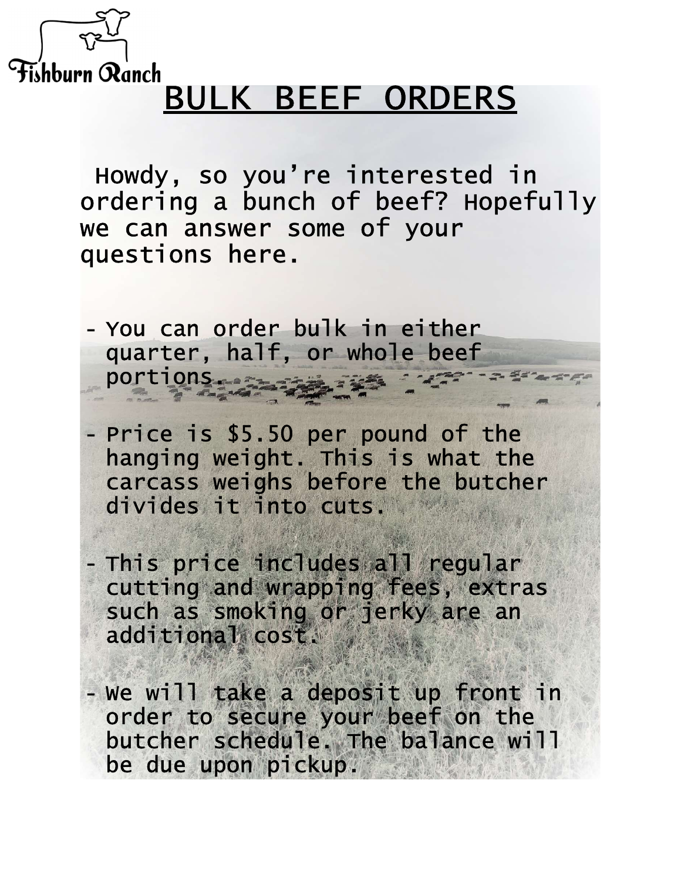Fishburn Ranch

# BULK BEEF ORDERS

Howdy, so you're interested in ordering a bunch of beef? Hopefully we can answer some of your questions here.

- You can order bulk in either quarter, half, or whole beef portions.
- Price is $5.50 per pound of the hanging weight. This is what the carcass weighs before the butcher divides it into cuts.
- This price includes all regular cutting and wrapping fees, extras such as smoking or jerky are an additional cost.
- We will take a deposit up front in order to secure your beef on the butcher schedule. The balance will be due upon pickup.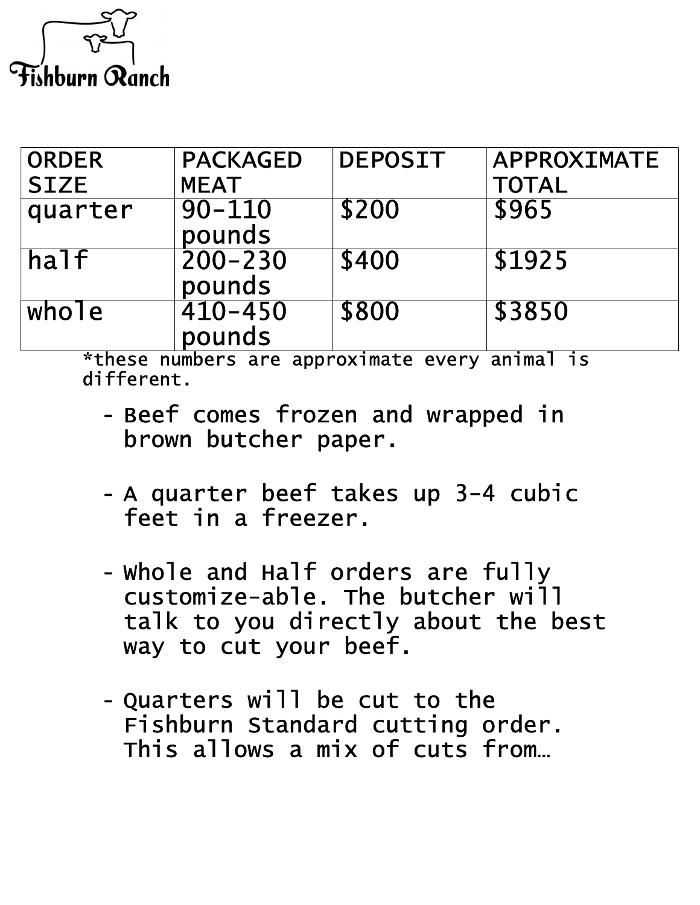Fishburn Ranch

| ORDER SIZE | PACKAGED MEAT | DEPOSIT | APPROXIMATE TOTAL |
|---|---|---|---|
| quarter | 90-110 pounds | $200 | $965 |
| half | 200-230 pounds | $400 | $1925 |
| whole | 410-450 pounds | $800 | $3850 |

*these numbers are approximate every animal is different.

- Beef comes frozen and wrapped in brown butcher paper.

- A quarter beef takes up 3-4 cubic feet in a freezer.

- Whole and Half orders are fully customize-able. The butcher will talk to you directly about the best way to cut your beef.

- Quarters will be cut to the Fishburn Standard cutting order. This allows a mix of cuts from…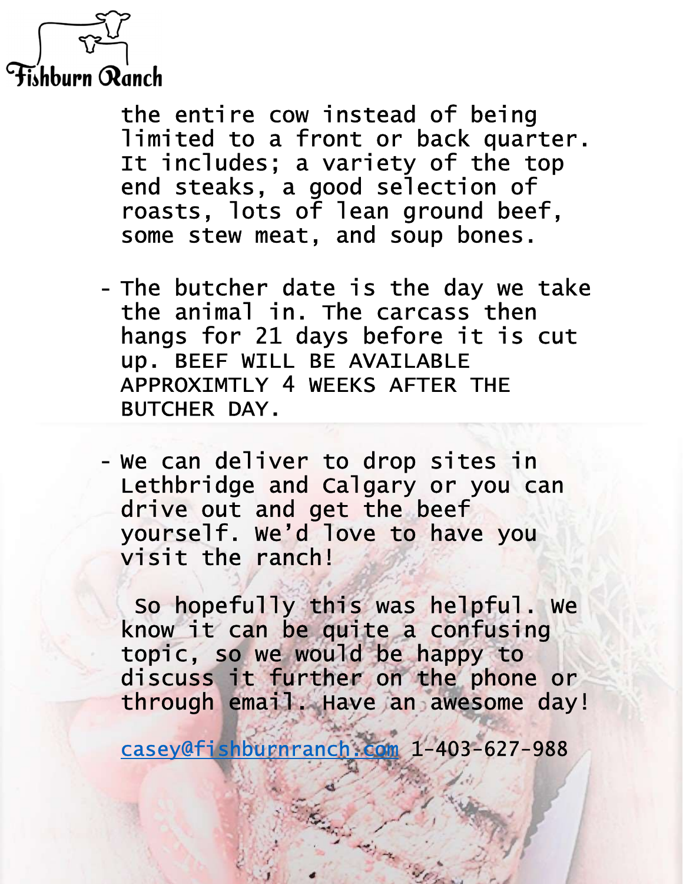the entire cow instead of being limited to a front or back quarter. It includes; a variety of the top end steaks, a good selection of roasts, lots of lean ground beef, some stew meat, and soup bones.

- The butcher date is the day we take the animal in. The carcass then hangs for 21 days before it is cut up. BEEF WILL BE AVAILABLE APPROXIMTLY 4 WEEKS AFTER THE BUTCHER DAY.

- We can deliver to drop sites in Lethbridge and Calgary or you can drive out and get the beef yourself. We'd love to have you visit the ranch!

So hopefully this was helpful. We know it can be quite a confusing topic, so we would be happy to discuss it further on the phone or through email. Have an awesome day!

casey@fishburnranch.com 1-403-627-988